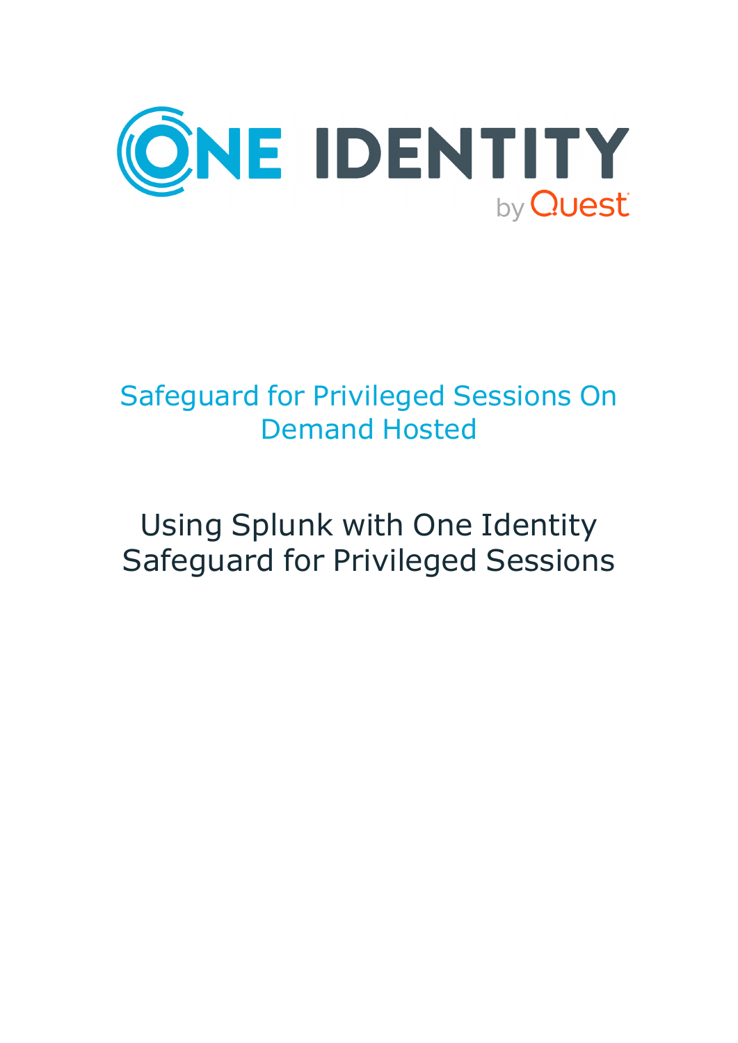ONE IDENTITY by Quest

# Safeguard for Privileged Sessions On Demand Hosted

## Using Splunk with One Identity Safeguard for Privileged Sessions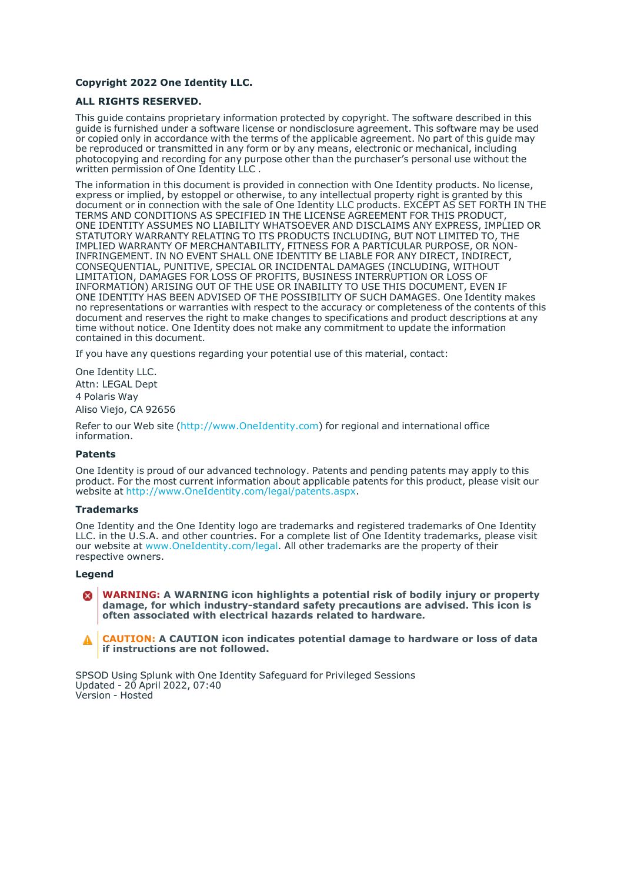**Copyright 2022 One Identity LLC.**

**ALL RIGHTS RESERVED.**

This guide contains proprietary information protected by copyright. The software described in this guide is furnished under a software license or nondisclosure agreement. This software may be used or copied only in accordance with the terms of the applicable agreement. No part of this guide may be reproduced or transmitted in any form or by any means, electronic or mechanical, including photocopying and recording for any purpose other than the purchaser's personal use without the written permission of One Identity LLC .

The information in this document is provided in connection with One Identity products. No license, express or implied, by estoppel or otherwise, to any intellectual property right is granted by this document or in connection with the sale of One Identity LLC products. EXCEPT AS SET FORTH IN THE TERMS AND CONDITIONS AS SPECIFIED IN THE LICENSE AGREEMENT FOR THIS PRODUCT, ONE IDENTITY ASSUMES NO LIABILITY WHATSOEVER AND DISCLAIMS ANY EXPRESS, IMPLIED OR STATUTORY WARRANTY RELATING TO ITS PRODUCTS INCLUDING, BUT NOT LIMITED TO, THE IMPLIED WARRANTY OF MERCHANTABILITY, FITNESS FOR A PARTICULAR PURPOSE, OR NON-INFRINGEMENT. IN NO EVENT SHALL ONE IDENTITY BE LIABLE FOR ANY DIRECT, INDIRECT, CONSEQUENTIAL, PUNITIVE, SPECIAL OR INCIDENTAL DAMAGES (INCLUDING, WITHOUT LIMITATION, DAMAGES FOR LOSS OF PROFITS, BUSINESS INTERRUPTION OR LOSS OF INFORMATION) ARISING OUT OF THE USE OR INABILITY TO USE THIS DOCUMENT, EVEN IF ONE IDENTITY HAS BEEN ADVISED OF THE POSSIBILITY OF SUCH DAMAGES. One Identity makes no representations or warranties with respect to the accuracy or completeness of the contents of this document and reserves the right to make changes to specifications and product descriptions at any time without notice. One Identity does not make any commitment to update the information contained in this document.

If you have any questions regarding your potential use of this material, contact:

One Identity LLC.
Attn: LEGAL Dept
4 Polaris Way
Aliso Viejo, CA 92656

Refer to our Web site (http://www.OneIdentity.com) for regional and international office information.

### Patents

One Identity is proud of our advanced technology. Patents and pending patents may apply to this product. For the most current information about applicable patents for this product, please visit our website at http://www.OneIdentity.com/legal/patents.aspx.

### Trademarks

One Identity and the One Identity logo are trademarks and registered trademarks of One Identity LLC. in the U.S.A. and other countries. For a complete list of One Identity trademarks, please visit our website at www.OneIdentity.com/legal. All other trademarks are the property of their respective owners.

### Legend

**WARNING: A WARNING icon highlights a potential risk of bodily injury or property damage, for which industry-standard safety precautions are advised. This icon is often associated with electrical hazards related to hardware.**

**CAUTION: A CAUTION icon indicates potential damage to hardware or loss of data if instructions are not followed.**

SPSOD Using Splunk with One Identity Safeguard for Privileged Sessions
Updated - 20 April 2022, 07:40
Version - Hosted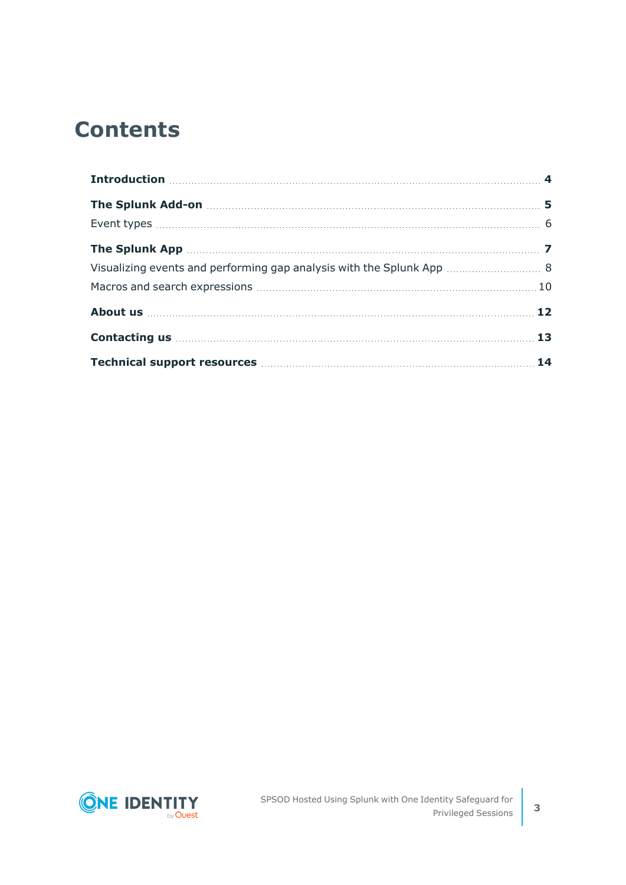# Contents

**Introduction** 4

**The Splunk Add-on** 5

Event types 6

**The Splunk App** 7

Visualizing events and performing gap analysis with the Splunk App 8

Macros and search expressions 10

**About us** 12

**Contacting us** 13

**Technical support resources** 14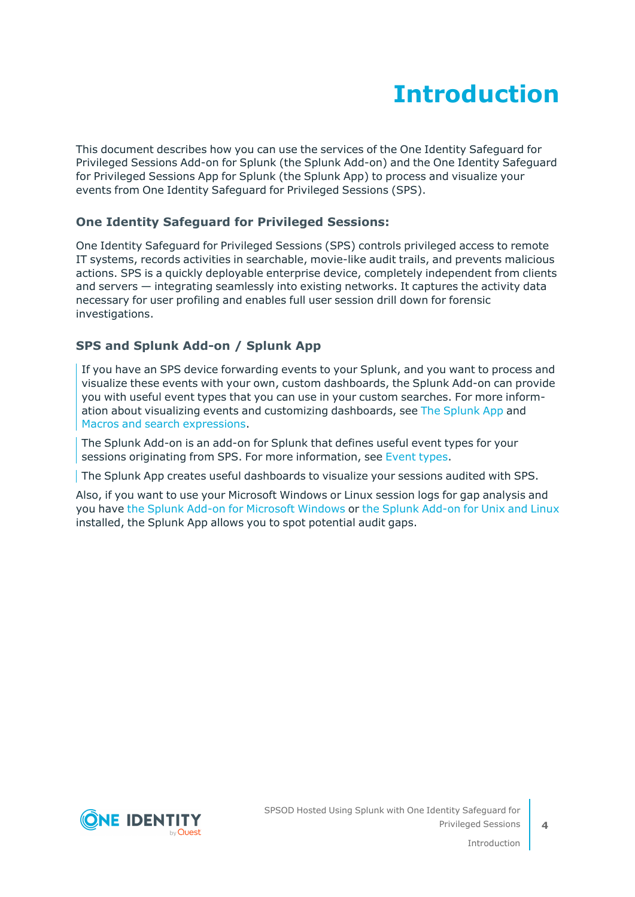# Introduction

This document describes how you can use the services of the One Identity Safeguard for Privileged Sessions Add-on for Splunk (the Splunk Add-on) and the One Identity Safeguard for Privileged Sessions App for Splunk (the Splunk App) to process and visualize your events from One Identity Safeguard for Privileged Sessions (SPS).

### One Identity Safeguard for Privileged Sessions:

One Identity Safeguard for Privileged Sessions (SPS) controls privileged access to remote IT systems, records activities in searchable, movie-like audit trails, and prevents malicious actions. SPS is a quickly deployable enterprise device, completely independent from clients and servers — integrating seamlessly into existing networks. It captures the activity data necessary for user profiling and enables full user session drill down for forensic investigations.

### SPS and Splunk Add-on / Splunk App

If you have an SPS device forwarding events to your Splunk, and you want to process and visualize these events with your own, custom dashboards, the Splunk Add-on can provide you with useful event types that you can use in your custom searches. For more information about visualizing events and customizing dashboards, see The Splunk App and Macros and search expressions.

The Splunk Add-on is an add-on for Splunk that defines useful event types for your sessions originating from SPS. For more information, see Event types.

The Splunk App creates useful dashboards to visualize your sessions audited with SPS.

Also, if you want to use your Microsoft Windows or Linux session logs for gap analysis and you have the Splunk Add-on for Microsoft Windows or the Splunk Add-on for Unix and Linux installed, the Splunk App allows you to spot potential audit gaps.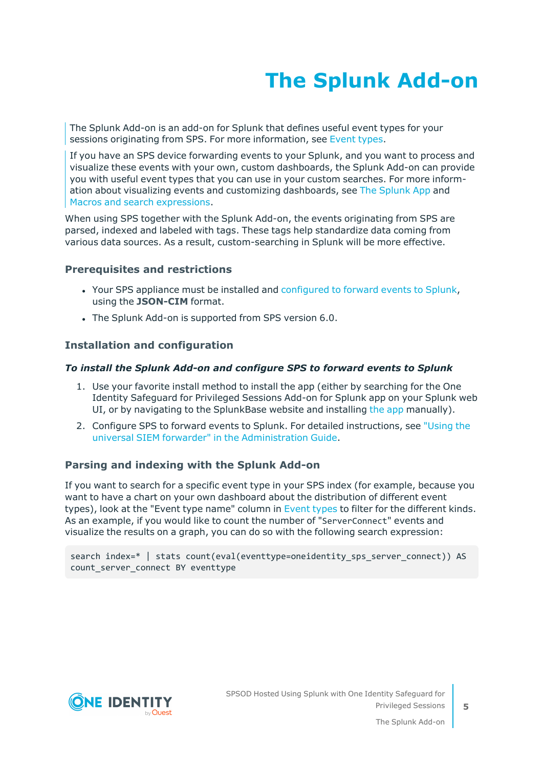# The Splunk Add-on

The Splunk Add-on is an add-on for Splunk that defines useful event types for your sessions originating from SPS. For more information, see Event types.

If you have an SPS device forwarding events to your Splunk, and you want to process and visualize these events with your own, custom dashboards, the Splunk Add-on can provide you with useful event types that you can use in your custom searches. For more information about visualizing events and customizing dashboards, see The Splunk App and Macros and search expressions.

When using SPS together with the Splunk Add-on, the events originating from SPS are parsed, indexed and labeled with tags. These tags help standardize data coming from various data sources. As a result, custom-searching in Splunk will be more effective.

### Prerequisites and restrictions

- Your SPS appliance must be installed and configured to forward events to Splunk, using the **JSON-CIM** format.
- The Splunk Add-on is supported from SPS version 6.0.

### Installation and configuration

***To install the Splunk Add-on and configure SPS to forward events to Splunk***

1. Use your favorite install method to install the app (either by searching for the One Identity Safeguard for Privileged Sessions Add-on for Splunk app on your Splunk web UI, or by navigating to the SplunkBase website and installing the app manually).
2. Configure SPS to forward events to Splunk. For detailed instructions, see "Using the universal SIEM forwarder" in the Administration Guide.

### Parsing and indexing with the Splunk Add-on

If you want to search for a specific event type in your SPS index (for example, because you want to have a chart on your own dashboard about the distribution of different event types), look at the "Event type name" column in Event types to filter for the different kinds. As an example, if you would like to count the number of "`ServerConnect`" events and visualize the results on a graph, you can do so with the following search expression:

```
search index=* | stats count(eval(eventtype=oneidentity_sps_server_connect)) AS
count_server_connect BY eventtype
```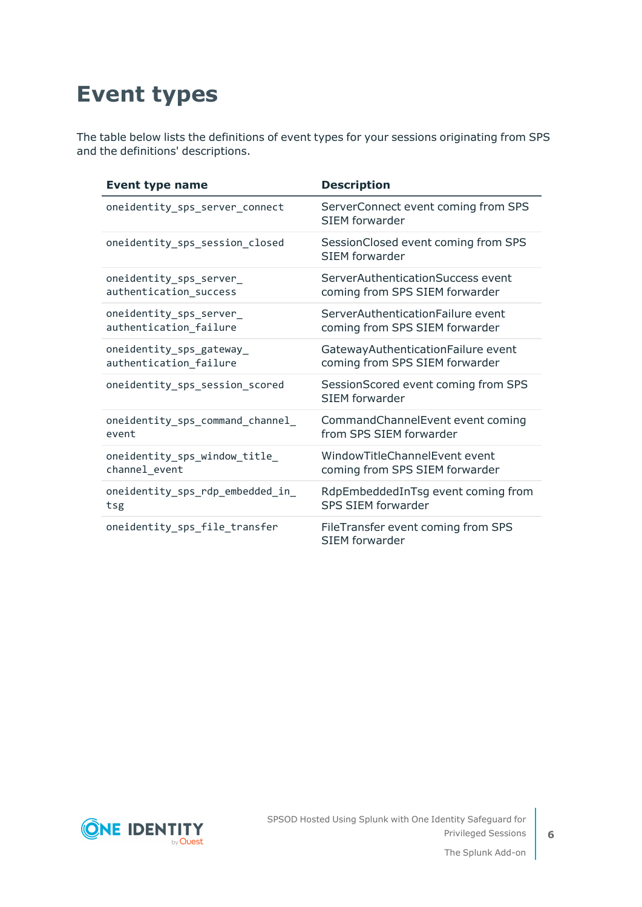# Event types

The table below lists the definitions of event types for your sessions originating from SPS and the definitions' descriptions.

| Event type name | Description |
|---|---|
| oneidentity_sps_server_connect | ServerConnect event coming from SPS SIEM forwarder |
| oneidentity_sps_session_closed | SessionClosed event coming from SPS SIEM forwarder |
| oneidentity_sps_server_authentication_success | ServerAuthenticationSuccess event coming from SPS SIEM forwarder |
| oneidentity_sps_server_authentication_failure | ServerAuthenticationFailure event coming from SPS SIEM forwarder |
| oneidentity_sps_gateway_authentication_failure | GatewayAuthenticationFailure event coming from SPS SIEM forwarder |
| oneidentity_sps_session_scored | SessionScored event coming from SPS SIEM forwarder |
| oneidentity_sps_command_channel_event | CommandChannelEvent event coming from SPS SIEM forwarder |
| oneidentity_sps_window_title_channel_event | WindowTitleChannelEvent event coming from SPS SIEM forwarder |
| oneidentity_sps_rdp_embedded_in_tsg | RdpEmbeddedInTsg event coming from SPS SIEM forwarder |
| oneidentity_sps_file_transfer | FileTransfer event coming from SPS SIEM forwarder |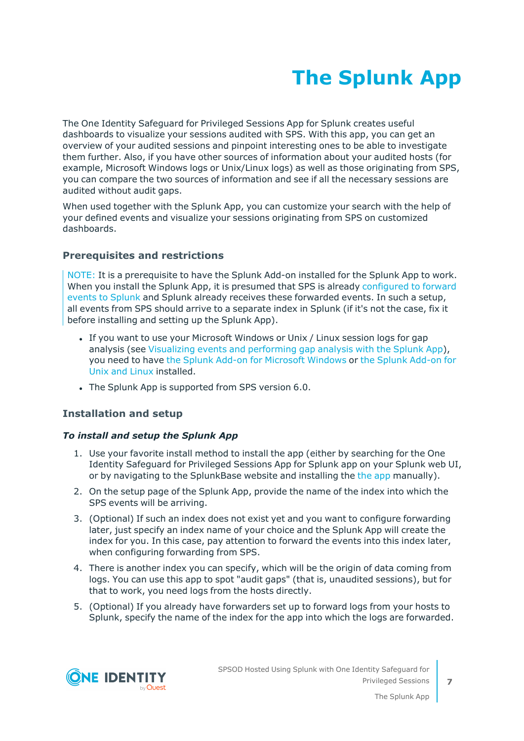# The Splunk App

The One Identity Safeguard for Privileged Sessions App for Splunk creates useful dashboards to visualize your sessions audited with SPS. With this app, you can get an overview of your audited sessions and pinpoint interesting ones to be able to investigate them further. Also, if you have other sources of information about your audited hosts (for example, Microsoft Windows logs or Unix/Linux logs) as well as those originating from SPS, you can compare the two sources of information and see if all the necessary sessions are audited without audit gaps.

When used together with the Splunk App, you can customize your search with the help of your defined events and visualize your sessions originating from SPS on customized dashboards.

## Prerequisites and restrictions

> NOTE: It is a prerequisite to have the Splunk Add-on installed for the Splunk App to work. When you install the Splunk App, it is presumed that SPS is already configured to forward events to Splunk and Splunk already receives these forwarded events. In such a setup, all events from SPS should arrive to a separate index in Splunk (if it's not the case, fix it before installing and setting up the Splunk App).

- If you want to use your Microsoft Windows or Unix / Linux session logs for gap analysis (see Visualizing events and performing gap analysis with the Splunk App), you need to have the Splunk Add-on for Microsoft Windows or the Splunk Add-on for Unix and Linux installed.
- The Splunk App is supported from SPS version 6.0.

## Installation and setup

### *To install and setup the Splunk App*

1. Use your favorite install method to install the app (either by searching for the One Identity Safeguard for Privileged Sessions App for Splunk app on your Splunk web UI, or by navigating to the SplunkBase website and installing the the app manually).
2. On the setup page of the Splunk App, provide the name of the index into which the SPS events will be arriving.
3. (Optional) If such an index does not exist yet and you want to configure forwarding later, just specify an index name of your choice and the Splunk App will create the index for you. In this case, pay attention to forward the events into this index later, when configuring forwarding from SPS.
4. There is another index you can specify, which will be the origin of data coming from logs. You can use this app to spot "audit gaps" (that is, unaudited sessions), but for that to work, you need logs from the hosts directly.
5. (Optional) If you already have forwarders set up to forward logs from your hosts to Splunk, specify the name of the index for the app into which the logs are forwarded.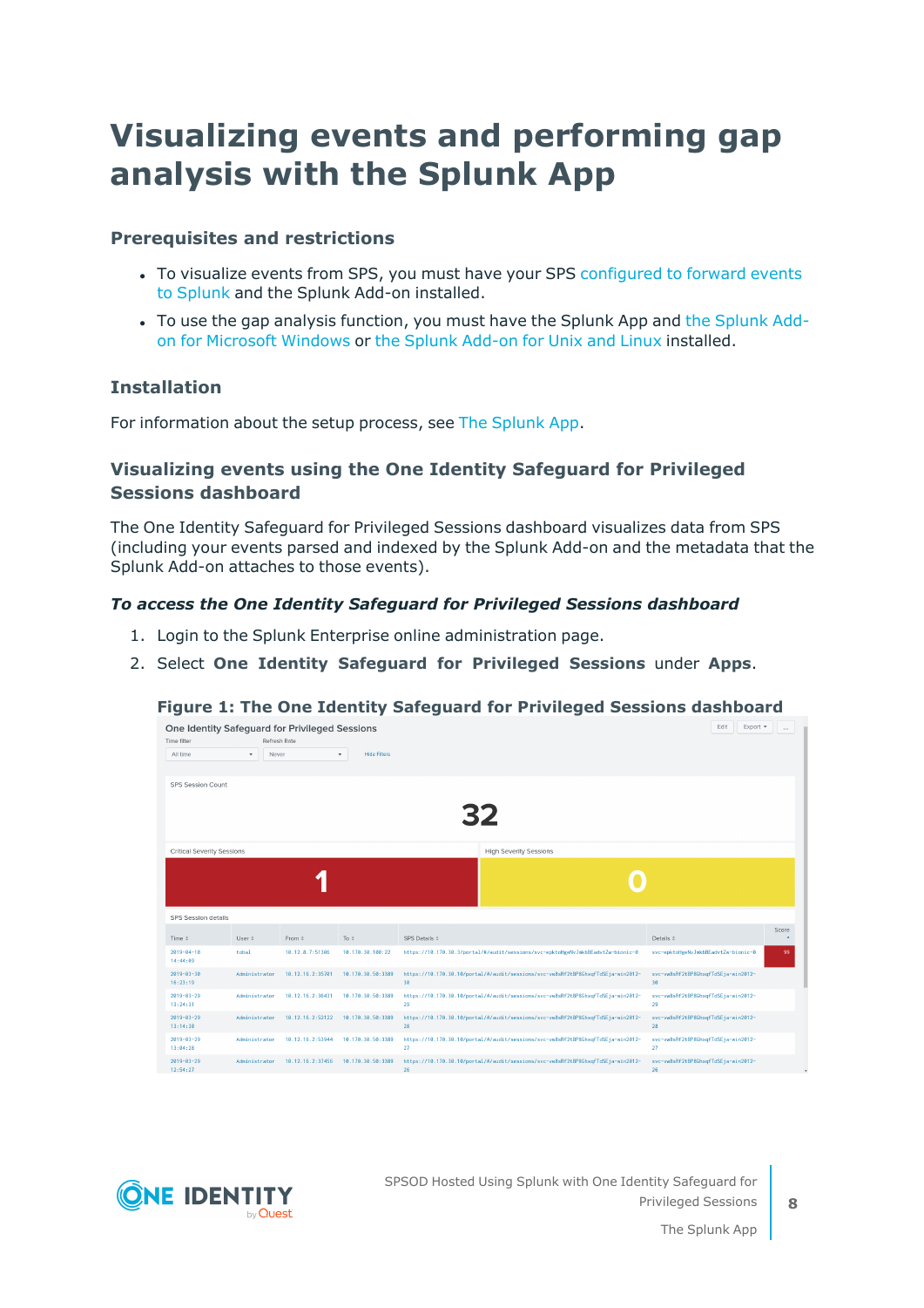# Visualizing events and performing gap analysis with the Splunk App

### Prerequisites and restrictions

- To visualize events from SPS, you must have your SPS configured to forward events to Splunk and the Splunk Add-on installed.
- To use the gap analysis function, you must have the Splunk App and the Splunk Add-on for Microsoft Windows or the Splunk Add-on for Unix and Linux installed.

### Installation

For information about the setup process, see The Splunk App.

### Visualizing events using the One Identity Safeguard for Privileged Sessions dashboard

The One Identity Safeguard for Privileged Sessions dashboard visualizes data from SPS (including your events parsed and indexed by the Splunk Add-on and the metadata that the Splunk Add-on attaches to those events).

***To access the One Identity Safeguard for Privileged Sessions dashboard***

1. Login to the Splunk Enterprise online administration page.
2. Select **One Identity Safeguard for Privileged Sessions** under **Apps**.

**Figure 1: The One Identity Safeguard for Privileged Sessions dashboard**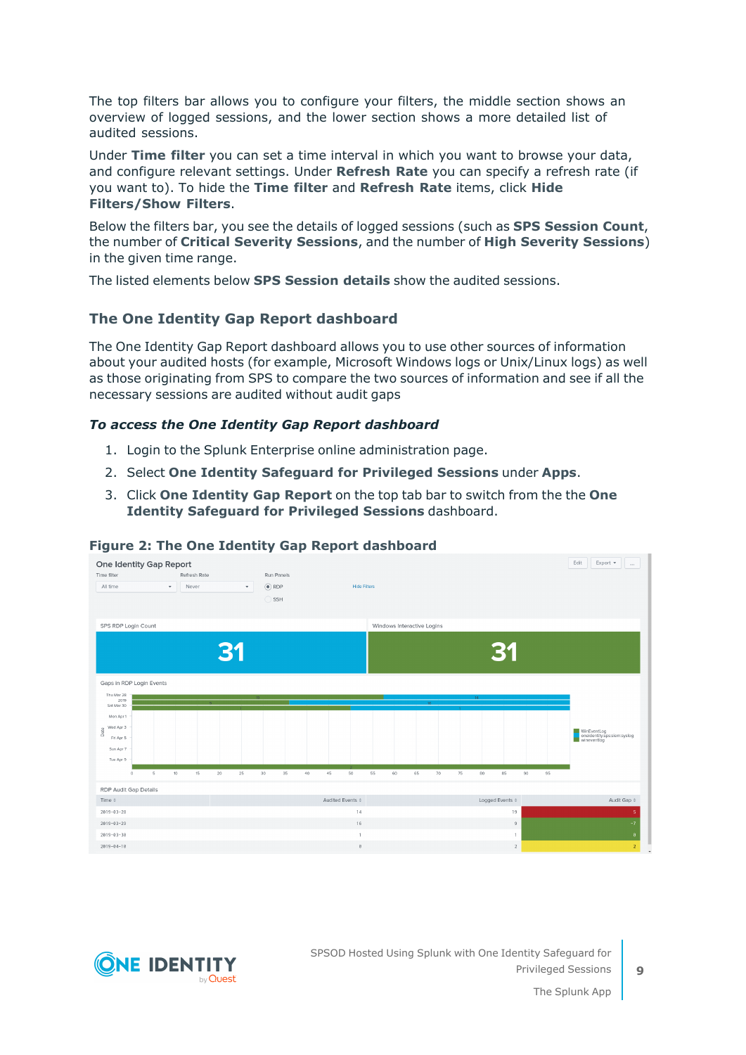The top filters bar allows you to configure your filters, the middle section shows an overview of logged sessions, and the lower section shows a more detailed list of audited sessions.

Under **Time filter** you can set a time interval in which you want to browse your data, and configure relevant settings. Under **Refresh Rate** you can specify a refresh rate (if you want to). To hide the **Time filter** and **Refresh Rate** items, click **Hide Filters/Show Filters**.

Below the filters bar, you see the details of logged sessions (such as **SPS Session Count**, the number of **Critical Severity Sessions**, and the number of **High Severity Sessions**) in the given time range.

The listed elements below **SPS Session details** show the audited sessions.

## The One Identity Gap Report dashboard

The One Identity Gap Report dashboard allows you to use other sources of information about your audited hosts (for example, Microsoft Windows logs or Unix/Linux logs) as well as those originating from SPS to compare the two sources of information and see if all the necessary sessions are audited without audit gaps

### *To access the One Identity Gap Report dashboard*

1. Login to the Splunk Enterprise online administration page.
2. Select **One Identity Safeguard for Privileged Sessions** under **Apps**.
3. Click **One Identity Gap Report** on the top tab bar to switch from the the **One Identity Safeguard for Privileged Sessions** dashboard.

**Figure 2: The One Identity Gap Report dashboard**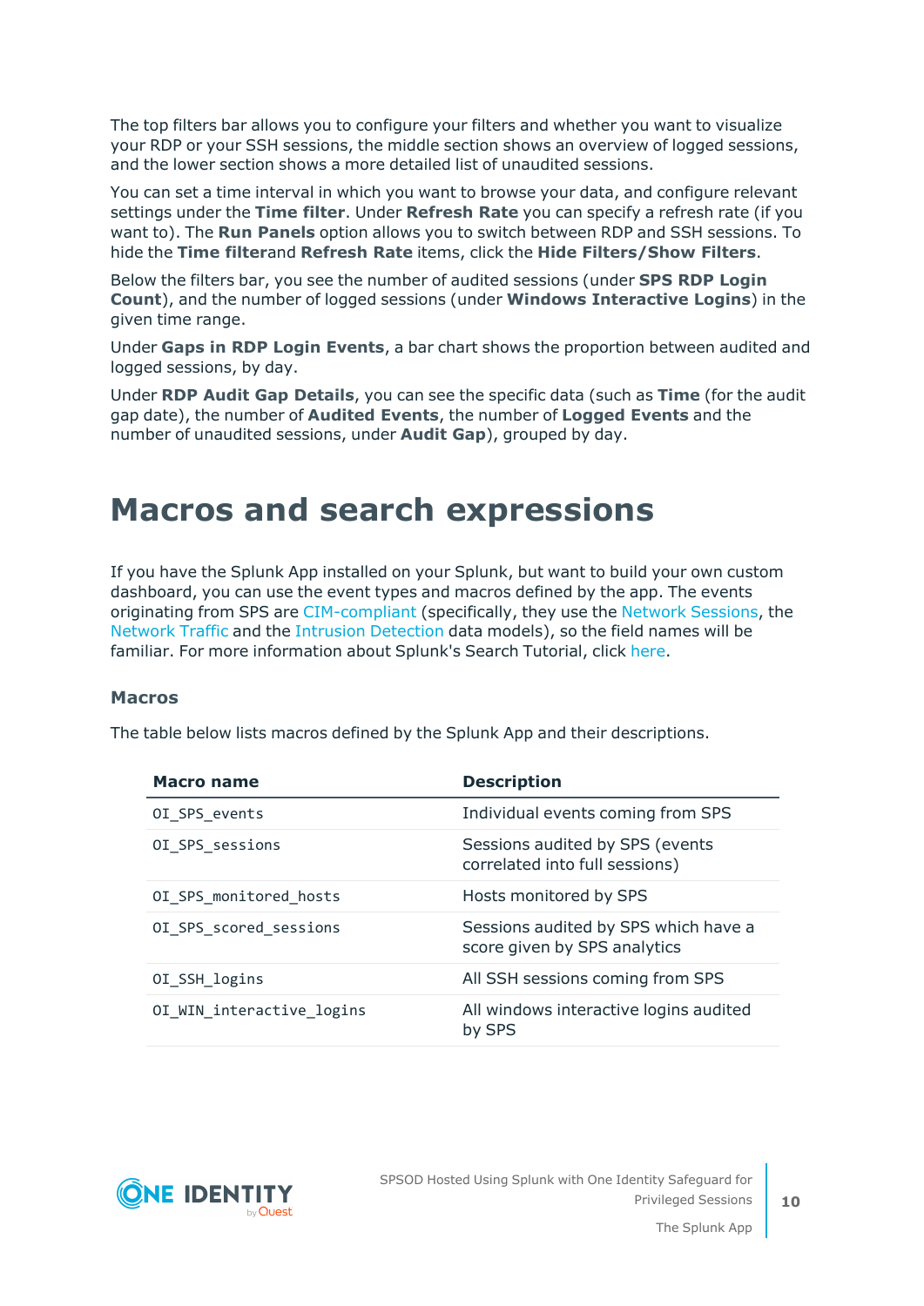The top filters bar allows you to configure your filters and whether you want to visualize your RDP or your SSH sessions, the middle section shows an overview of logged sessions, and the lower section shows a more detailed list of unaudited sessions.

You can set a time interval in which you want to browse your data, and configure relevant settings under the **Time filter**. Under **Refresh Rate** you can specify a refresh rate (if you want to). The **Run Panels** option allows you to switch between RDP and SSH sessions. To hide the **Time filter**and **Refresh Rate** items, click the **Hide Filters/Show Filters**.

Below the filters bar, you see the number of audited sessions (under **SPS RDP Login Count**), and the number of logged sessions (under **Windows Interactive Logins**) in the given time range.

Under **Gaps in RDP Login Events**, a bar chart shows the proportion between audited and logged sessions, by day.

Under **RDP Audit Gap Details**, you can see the specific data (such as **Time** (for the audit gap date), the number of **Audited Events**, the number of **Logged Events** and the number of unaudited sessions, under **Audit Gap**), grouped by day.

# Macros and search expressions

If you have the Splunk App installed on your Splunk, but want to build your own custom dashboard, you can use the event types and macros defined by the app. The events originating from SPS are CIM-compliant (specifically, they use the Network Sessions, the Network Traffic and the Intrusion Detection data models), so the field names will be familiar. For more information about Splunk's Search Tutorial, click here.

### Macros

The table below lists macros defined by the Splunk App and their descriptions.

| Macro name | Description |
|---|---|
| `OI_SPS_events` | Individual events coming from SPS |
| `OI_SPS_sessions` | Sessions audited by SPS (events correlated into full sessions) |
| `OI_SPS_monitored_hosts` | Hosts monitored by SPS |
| `OI_SPS_scored_sessions` | Sessions audited by SPS which have a score given by SPS analytics |
| `OI_SSH_logins` | All SSH sessions coming from SPS |
| `OI_WIN_interactive_logins` | All windows interactive logins audited by SPS |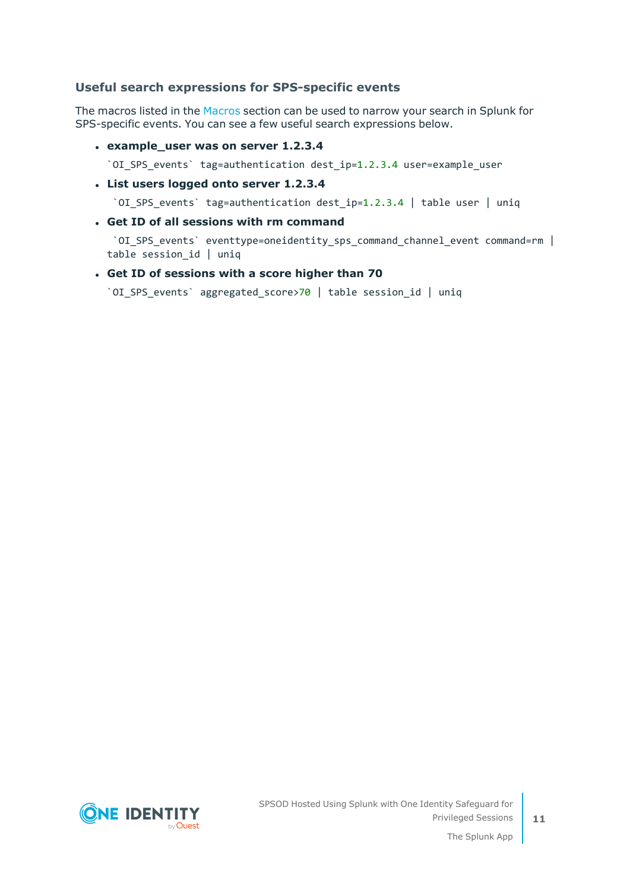### Useful search expressions for SPS-specific events

The macros listed in the Macros section can be used to narrow your search in Splunk for SPS-specific events. You can see a few useful search expressions below.

- **example_user was on server 1.2.3.4**

  ```
  `OI_SPS_events` tag=authentication dest_ip=1.2.3.4 user=example_user
  ```

- **List users logged onto server 1.2.3.4**

  ```
  `OI_SPS_events` tag=authentication dest_ip=1.2.3.4 | table user | uniq
  ```

- **Get ID of all sessions with rm command**

  ```
  `OI_SPS_events` eventtype=oneidentity_sps_command_channel_event command=rm |
  table session_id | uniq
  ```

- **Get ID of sessions with a score higher than 70**

  ```
  `OI_SPS_events` aggregated_score>70 | table session_id | uniq
  ```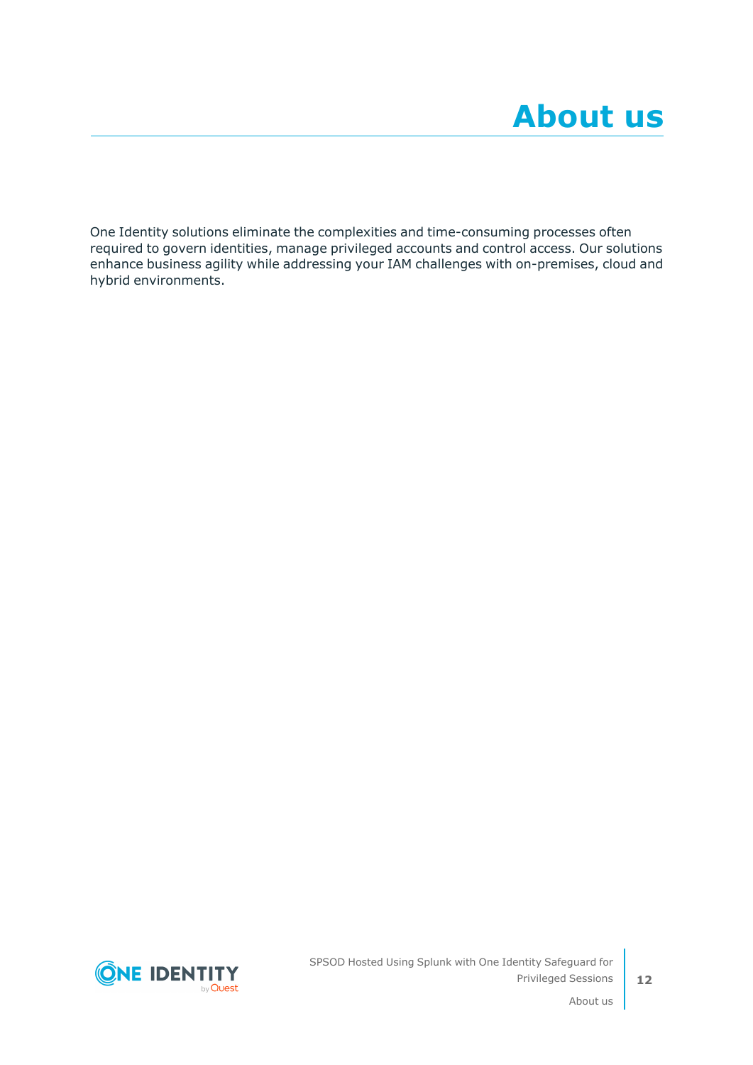# About us

One Identity solutions eliminate the complexities and time-consuming processes often required to govern identities, manage privileged accounts and control access. Our solutions enhance business agility while addressing your IAM challenges with on-premises, cloud and hybrid environments.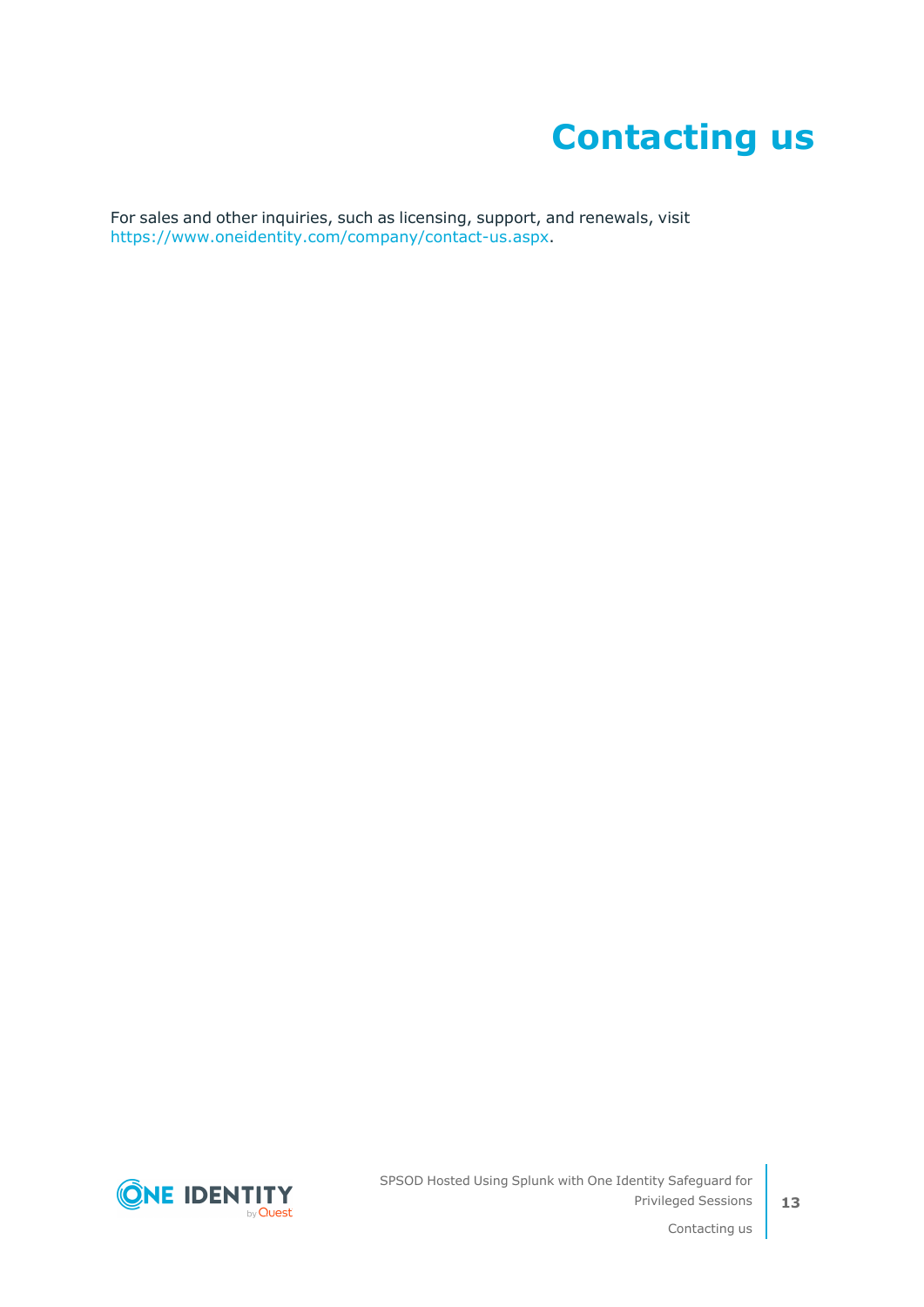# Contacting us

For sales and other inquiries, such as licensing, support, and renewals, visit https://www.oneidentity.com/company/contact-us.aspx.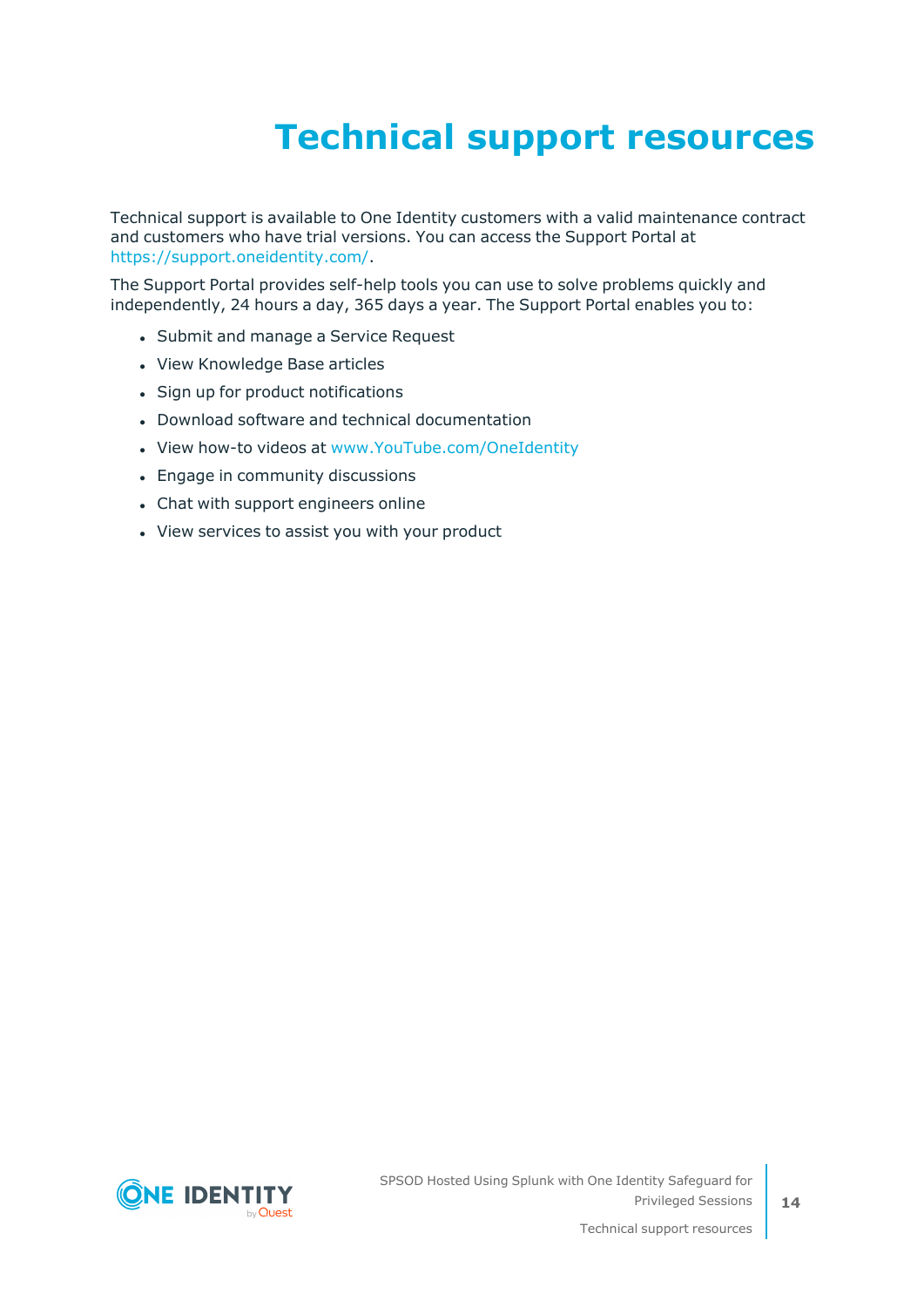# Technical support resources

Technical support is available to One Identity customers with a valid maintenance contract and customers who have trial versions. You can access the Support Portal at https://support.oneidentity.com/.

The Support Portal provides self-help tools you can use to solve problems quickly and independently, 24 hours a day, 365 days a year. The Support Portal enables you to:

- Submit and manage a Service Request
- View Knowledge Base articles
- Sign up for product notifications
- Download software and technical documentation
- View how-to videos at www.YouTube.com/OneIdentity
- Engage in community discussions
- Chat with support engineers online
- View services to assist you with your product